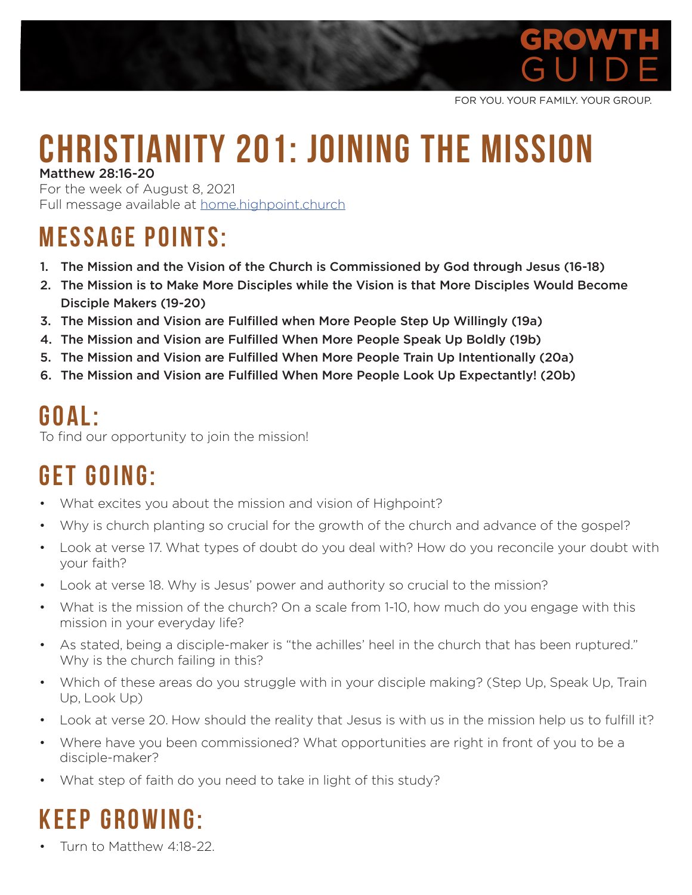# GROWTH GUIDE

FOR YOU. YOUR FAMILY. YOUR GROUP.

# CHRISTIANITY 201: JOINING THE MISSION

**Matthew 28:16-20**
For the week of August 8, 2021
Full message available at home.highpoint.church

## MESSAGE POINTS:

1. **The Mission and the Vision of the Church is Commissioned by God through Jesus (16-18)**
2. **The Mission is to Make More Disciples while the Vision is that More Disciples Would Become Disciple Makers (19-20)**
3. **The Mission and Vision are Fulfilled when More People Step Up Willingly (19a)**
4. **The Mission and Vision are Fulfilled When More People Speak Up Boldly (19b)**
5. **The Mission and Vision are Fulfilled When More People Train Up Intentionally (20a)**
6. **The Mission and Vision are Fulfilled When More People Look Up Expectantly! (20b)**

## GOAL:

To find our opportunity to join the mission!

## GET GOING:

- What excites you about the mission and vision of Highpoint?
- Why is church planting so crucial for the growth of the church and advance of the gospel?
- Look at verse 17. What types of doubt do you deal with? How do you reconcile your doubt with your faith?
- Look at verse 18. Why is Jesus' power and authority so crucial to the mission?
- What is the mission of the church? On a scale from 1-10, how much do you engage with this mission in your everyday life?
- As stated, being a disciple-maker is "the achilles' heel in the church that has been ruptured." Why is the church failing in this?
- Which of these areas do you struggle with in your disciple making? (Step Up, Speak Up, Train Up, Look Up)
- Look at verse 20. How should the reality that Jesus is with us in the mission help us to fulfill it?
- Where have you been commissioned? What opportunities are right in front of you to be a disciple-maker?
- What step of faith do you need to take in light of this study?

## KEEP GROWING:

- Turn to Matthew 4:18-22.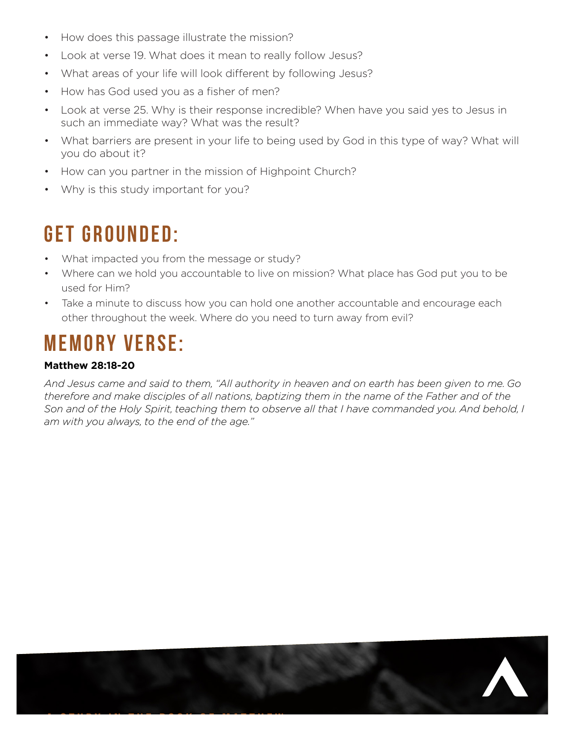- How does this passage illustrate the mission?
- Look at verse 19. What does it mean to really follow Jesus?
- What areas of your life will look different by following Jesus?
- How has God used you as a fisher of men?
- Look at verse 25. Why is their response incredible? When have you said yes to Jesus in such an immediate way? What was the result?
- What barriers are present in your life to being used by God in this type of way? What will you do about it?
- How can you partner in the mission of Highpoint Church?
- Why is this study important for you?

## GET GROUNDED:

- What impacted you from the message or study?
- Where can we hold you accountable to live on mission? What place has God put you to be used for Him?
- Take a minute to discuss how you can hold one another accountable and encourage each other throughout the week. Where do you need to turn away from evil?

## MEMORY VERSE:

**Matthew 28:18-20**

*And Jesus came and said to them, "All authority in heaven and on earth has been given to me. Go therefore and make disciples of all nations, baptizing them in the name of the Father and of the Son and of the Holy Spirit, teaching them to observe all that I have commanded you. And behold, I am with you always, to the end of the age."*